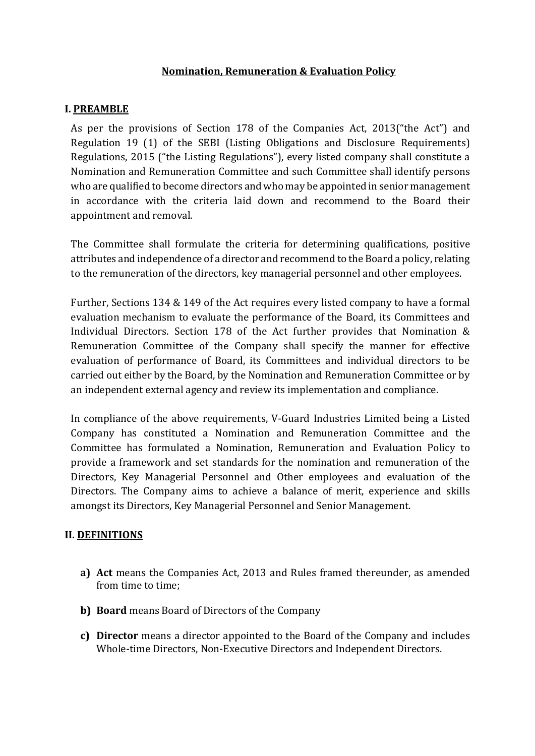# Nomination, Remuneration & Evaluation Policy

## I. PREAMBLE

As per the provisions of Section 178 of the Companies Act, 2013("the Act") and Regulation 19 (1) of the SEBI (Listing Obligations and Disclosure Requirements) Regulations, 2015 ("the Listing Regulations"), every listed company shall constitute a Nomination and Remuneration Committee and such Committee shall identify persons who are qualified to become directors and who may be appointed in senior management in accordance with the criteria laid down and recommend to the Board their appointment and removal.

The Committee shall formulate the criteria for determining qualifications, positive attributes and independence of a director and recommend to the Board a policy, relating to the remuneration of the directors, key managerial personnel and other employees.

Further, Sections 134 & 149 of the Act requires every listed company to have a formal evaluation mechanism to evaluate the performance of the Board, its Committees and Individual Directors. Section 178 of the Act further provides that Nomination & Remuneration Committee of the Company shall specify the manner for effective evaluation of performance of Board, its Committees and individual directors to be carried out either by the Board, by the Nomination and Remuneration Committee or by an independent external agency and review its implementation and compliance.

In compliance of the above requirements, V-Guard Industries Limited being a Listed Company has constituted a Nomination and Remuneration Committee and the Committee has formulated a Nomination, Remuneration and Evaluation Policy to provide a framework and set standards for the nomination and remuneration of the Directors, Key Managerial Personnel and Other employees and evaluation of the Directors. The Company aims to achieve a balance of merit, experience and skills amongst its Directors, Key Managerial Personnel and Senior Management.

## II. DEFINITIONS

a) **Act** means the Companies Act, 2013 and Rules framed thereunder, as amended from time to time;

b) **Board** means Board of Directors of the Company

c) **Director** means a director appointed to the Board of the Company and includes Whole-time Directors, Non-Executive Directors and Independent Directors.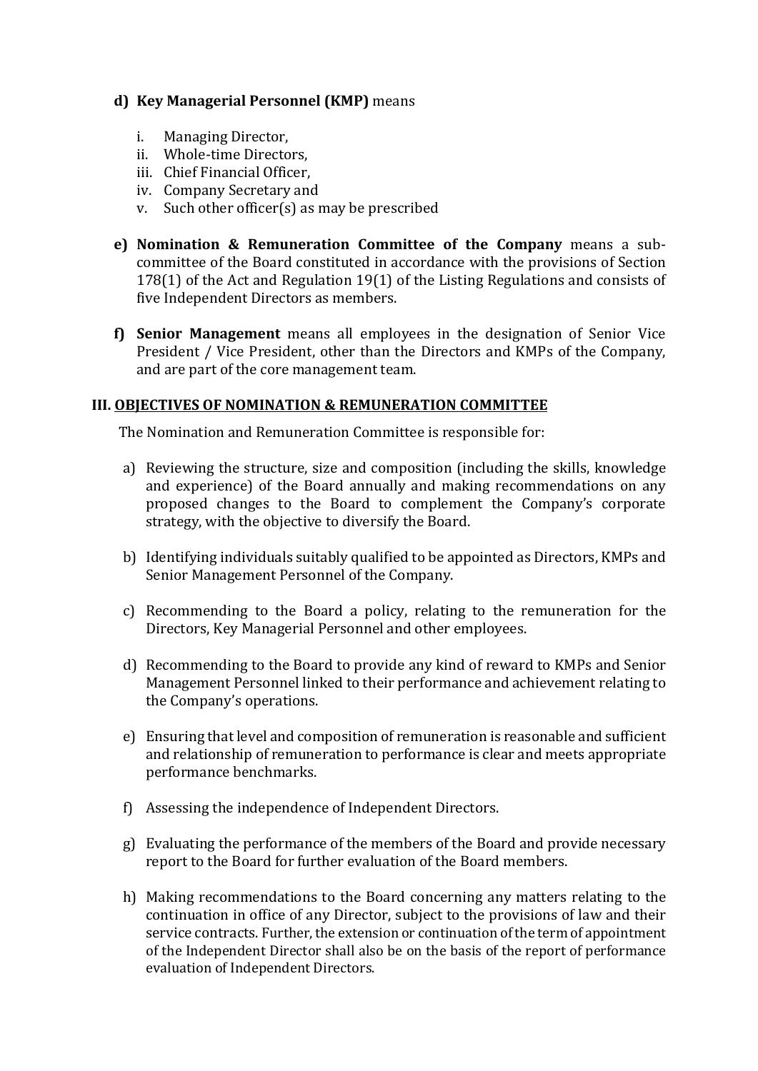**d) Key Managerial Personnel (KMP)** means

i. Managing Director,
ii. Whole-time Directors,
iii. Chief Financial Officer,
iv. Company Secretary and
v. Such other officer(s) as may be prescribed

**e) Nomination & Remuneration Committee of the Company** means a sub-committee of the Board constituted in accordance with the provisions of Section 178(1) of the Act and Regulation 19(1) of the Listing Regulations and consists of five Independent Directors as members.

**f) Senior Management** means all employees in the designation of Senior Vice President / Vice President, other than the Directors and KMPs of the Company, and are part of the core management team.

## III. OBJECTIVES OF NOMINATION & REMUNERATION COMMITTEE

The Nomination and Remuneration Committee is responsible for:

a) Reviewing the structure, size and composition (including the skills, knowledge and experience) of the Board annually and making recommendations on any proposed changes to the Board to complement the Company's corporate strategy, with the objective to diversify the Board.

b) Identifying individuals suitably qualified to be appointed as Directors, KMPs and Senior Management Personnel of the Company.

c) Recommending to the Board a policy, relating to the remuneration for the Directors, Key Managerial Personnel and other employees.

d) Recommending to the Board to provide any kind of reward to KMPs and Senior Management Personnel linked to their performance and achievement relating to the Company's operations.

e) Ensuring that level and composition of remuneration is reasonable and sufficient and relationship of remuneration to performance is clear and meets appropriate performance benchmarks.

f) Assessing the independence of Independent Directors.

g) Evaluating the performance of the members of the Board and provide necessary report to the Board for further evaluation of the Board members.

h) Making recommendations to the Board concerning any matters relating to the continuation in office of any Director, subject to the provisions of law and their service contracts. Further, the extension or continuation of the term of appointment of the Independent Director shall also be on the basis of the report of performance evaluation of Independent Directors.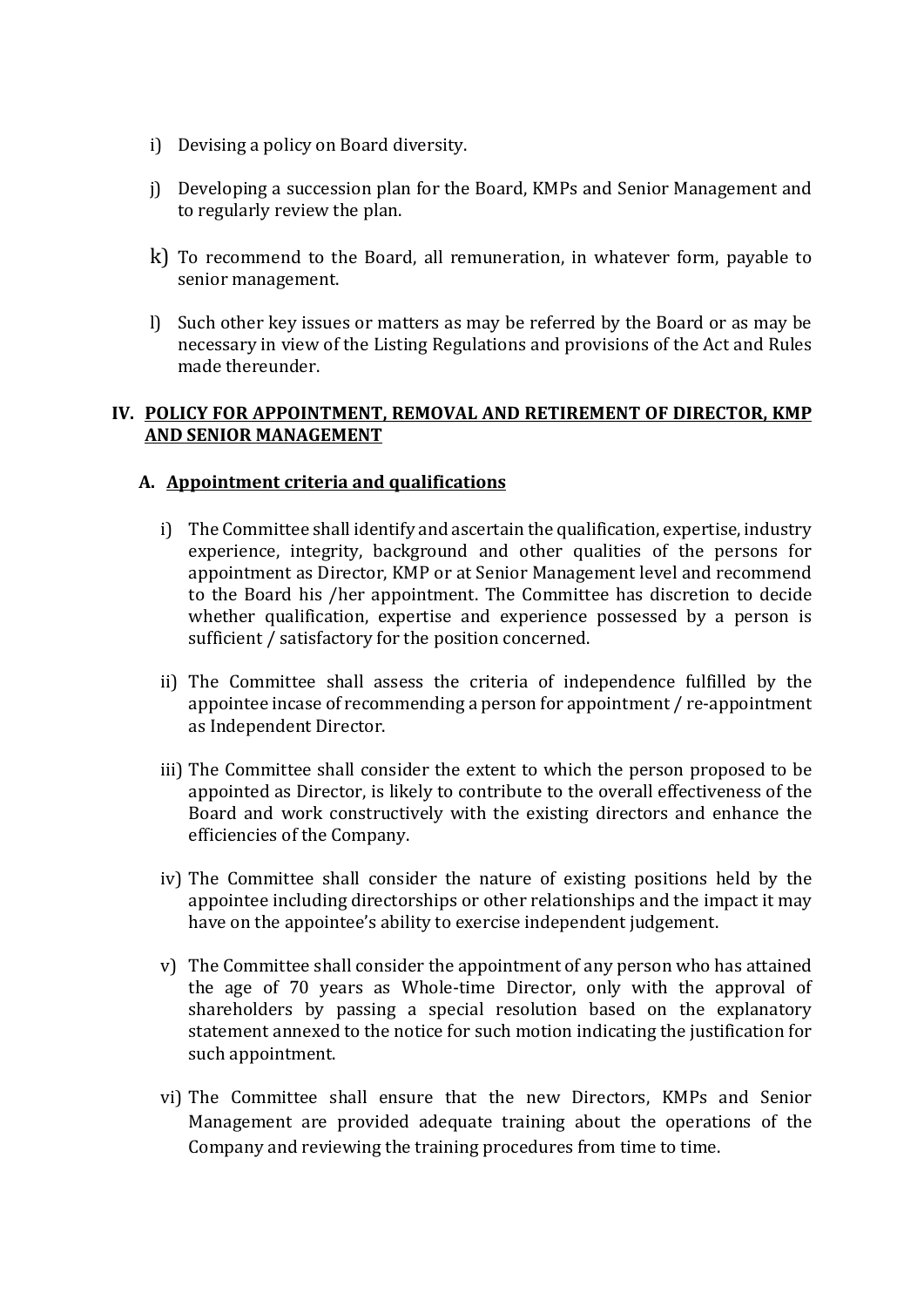i) Devising a policy on Board diversity.

j) Developing a succession plan for the Board, KMPs and Senior Management and to regularly review the plan.

k) To recommend to the Board, all remuneration, in whatever form, payable to senior management.

l) Such other key issues or matters as may be referred by the Board or as may be necessary in view of the Listing Regulations and provisions of the Act and Rules made thereunder.

## IV. POLICY FOR APPOINTMENT, REMOVAL AND RETIREMENT OF DIRECTOR, KMP AND SENIOR MANAGEMENT

### A. Appointment criteria and qualifications

i) The Committee shall identify and ascertain the qualification, expertise, industry experience, integrity, background and other qualities of the persons for appointment as Director, KMP or at Senior Management level and recommend to the Board his /her appointment. The Committee has discretion to decide whether qualification, expertise and experience possessed by a person is sufficient / satisfactory for the position concerned.

ii) The Committee shall assess the criteria of independence fulfilled by the appointee incase of recommending a person for appointment / re-appointment as Independent Director.

iii) The Committee shall consider the extent to which the person proposed to be appointed as Director, is likely to contribute to the overall effectiveness of the Board and work constructively with the existing directors and enhance the efficiencies of the Company.

iv) The Committee shall consider the nature of existing positions held by the appointee including directorships or other relationships and the impact it may have on the appointee's ability to exercise independent judgement.

v) The Committee shall consider the appointment of any person who has attained the age of 70 years as Whole-time Director, only with the approval of shareholders by passing a special resolution based on the explanatory statement annexed to the notice for such motion indicating the justification for such appointment.

vi) The Committee shall ensure that the new Directors, KMPs and Senior Management are provided adequate training about the operations of the Company and reviewing the training procedures from time to time.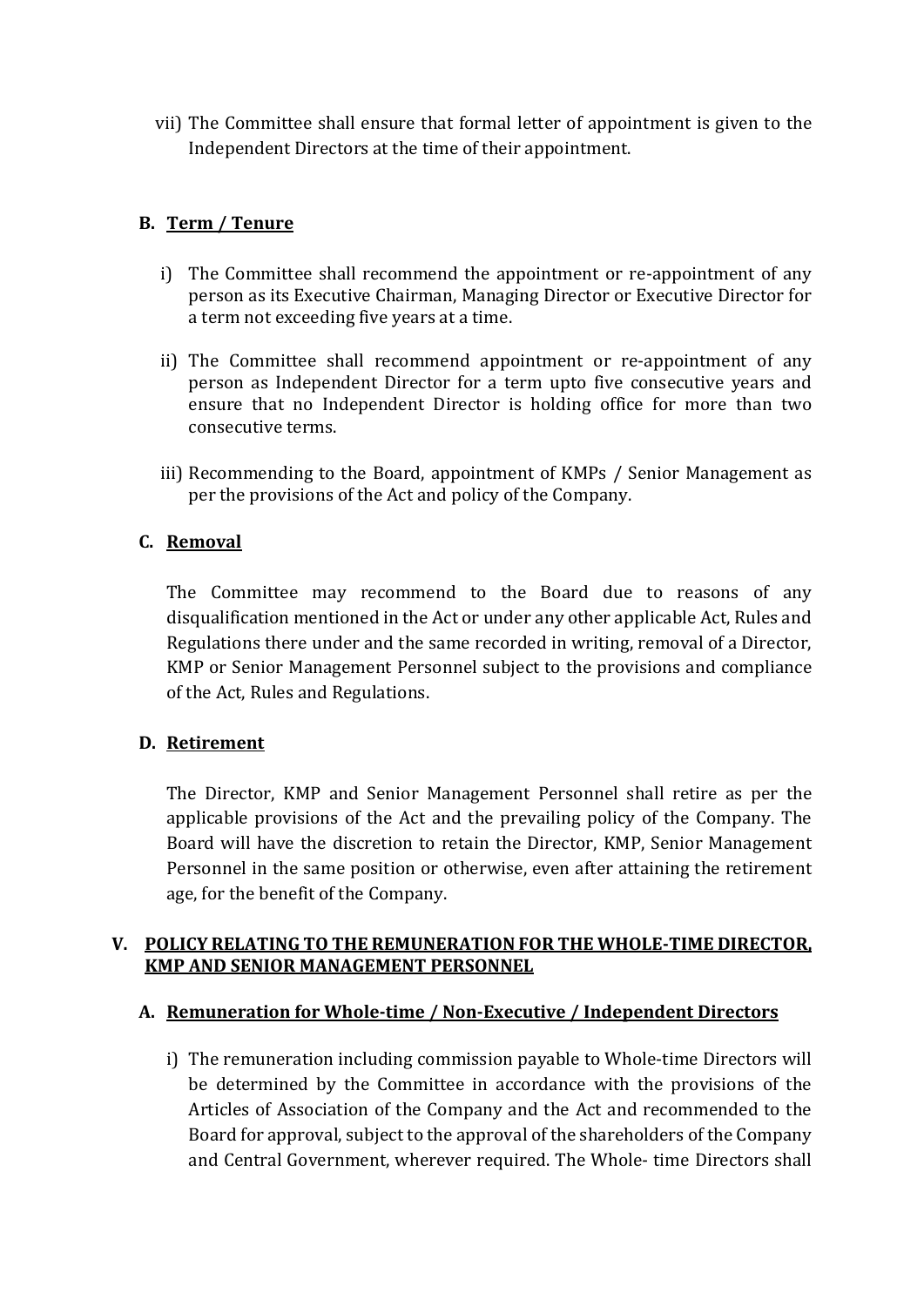vii) The Committee shall ensure that formal letter of appointment is given to the Independent Directors at the time of their appointment.

### B. <u>Term / Tenure</u>

i) The Committee shall recommend the appointment or re-appointment of any person as its Executive Chairman, Managing Director or Executive Director for a term not exceeding five years at a time.

ii) The Committee shall recommend appointment or re-appointment of any person as Independent Director for a term upto five consecutive years and ensure that no Independent Director is holding office for more than two consecutive terms.

iii) Recommending to the Board, appointment of KMPs / Senior Management as per the provisions of the Act and policy of the Company.

### C. <u>Removal</u>

The Committee may recommend to the Board due to reasons of any disqualification mentioned in the Act or under any other applicable Act, Rules and Regulations there under and the same recorded in writing, removal of a Director, KMP or Senior Management Personnel subject to the provisions and compliance of the Act, Rules and Regulations.

### D. <u>Retirement</u>

The Director, KMP and Senior Management Personnel shall retire as per the applicable provisions of the Act and the prevailing policy of the Company. The Board will have the discretion to retain the Director, KMP, Senior Management Personnel in the same position or otherwise, even after attaining the retirement age, for the benefit of the Company.

## V. <u>POLICY RELATING TO THE REMUNERATION FOR THE WHOLE-TIME DIRECTOR, KMP AND SENIOR MANAGEMENT PERSONNEL</u>

### A. <u>Remuneration for Whole-time / Non-Executive / Independent Directors</u>

i) The remuneration including commission payable to Whole-time Directors will be determined by the Committee in accordance with the provisions of the Articles of Association of the Company and the Act and recommended to the Board for approval, subject to the approval of the shareholders of the Company and Central Government, wherever required. The Whole- time Directors shall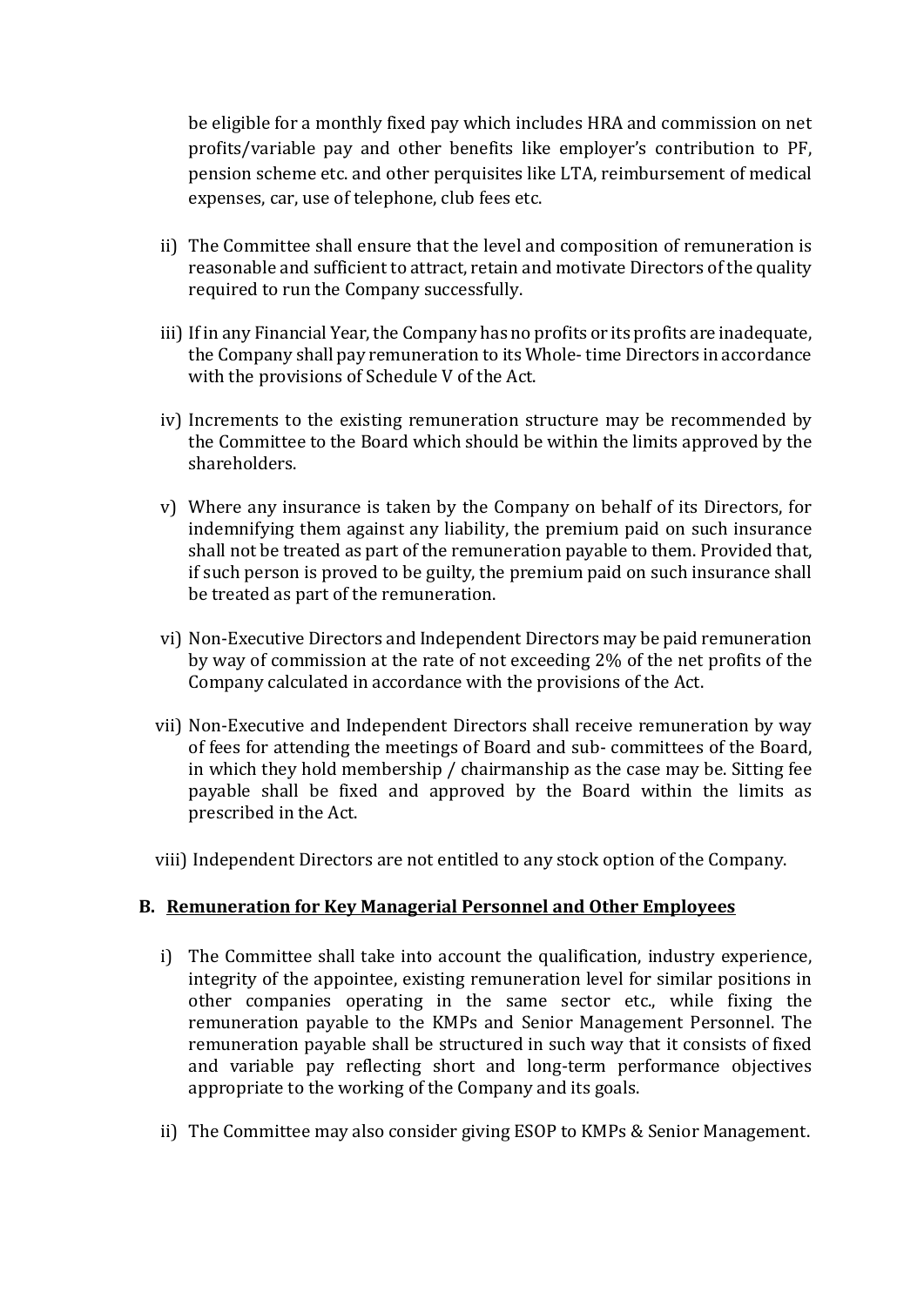be eligible for a monthly fixed pay which includes HRA and commission on net profits/variable pay and other benefits like employer's contribution to PF, pension scheme etc. and other perquisites like LTA, reimbursement of medical expenses, car, use of telephone, club fees etc.

ii) The Committee shall ensure that the level and composition of remuneration is reasonable and sufficient to attract, retain and motivate Directors of the quality required to run the Company successfully.

iii) If in any Financial Year, the Company has no profits or its profits are inadequate, the Company shall pay remuneration to its Whole- time Directors in accordance with the provisions of Schedule V of the Act.

iv) Increments to the existing remuneration structure may be recommended by the Committee to the Board which should be within the limits approved by the shareholders.

v) Where any insurance is taken by the Company on behalf of its Directors, for indemnifying them against any liability, the premium paid on such insurance shall not be treated as part of the remuneration payable to them. Provided that, if such person is proved to be guilty, the premium paid on such insurance shall be treated as part of the remuneration.

vi) Non-Executive Directors and Independent Directors may be paid remuneration by way of commission at the rate of not exceeding 2% of the net profits of the Company calculated in accordance with the provisions of the Act.

vii) Non-Executive and Independent Directors shall receive remuneration by way of fees for attending the meetings of Board and sub- committees of the Board, in which they hold membership / chairmanship as the case may be. Sitting fee payable shall be fixed and approved by the Board within the limits as prescribed in the Act.

viii) Independent Directors are not entitled to any stock option of the Company.

**B. <u>Remuneration for Key Managerial Personnel and Other Employees</u>**

i) The Committee shall take into account the qualification, industry experience, integrity of the appointee, existing remuneration level for similar positions in other companies operating in the same sector etc., while fixing the remuneration payable to the KMPs and Senior Management Personnel. The remuneration payable shall be structured in such way that it consists of fixed and variable pay reflecting short and long-term performance objectives appropriate to the working of the Company and its goals.

ii) The Committee may also consider giving ESOP to KMPs & Senior Management.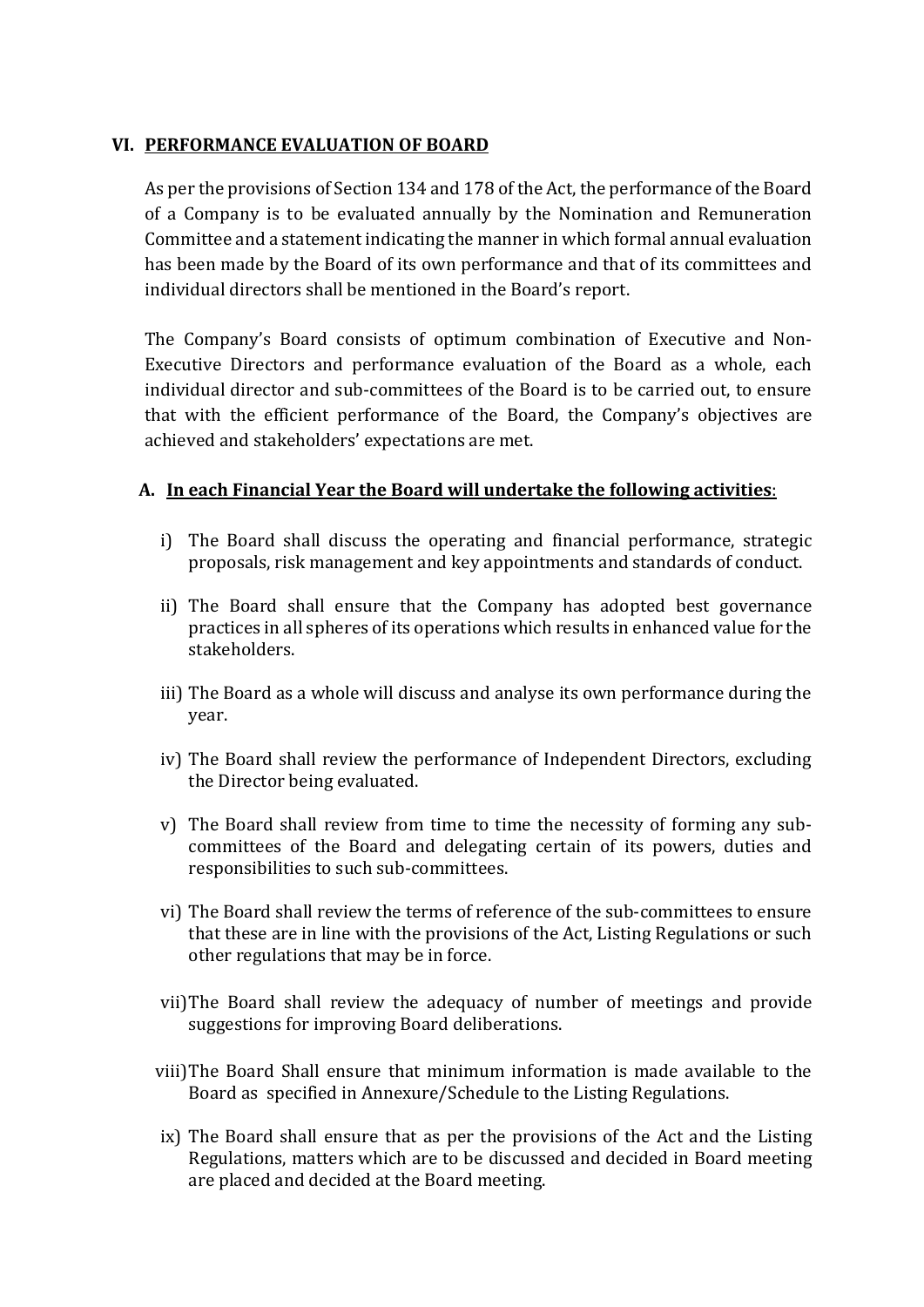## VI. PERFORMANCE EVALUATION OF BOARD

As per the provisions of Section 134 and 178 of the Act, the performance of the Board of a Company is to be evaluated annually by the Nomination and Remuneration Committee and a statement indicating the manner in which formal annual evaluation has been made by the Board of its own performance and that of its committees and individual directors shall be mentioned in the Board's report.

The Company's Board consists of optimum combination of Executive and Non-Executive Directors and performance evaluation of the Board as a whole, each individual director and sub-committees of the Board is to be carried out, to ensure that with the efficient performance of the Board, the Company's objectives are achieved and stakeholders' expectations are met.

### A. In each Financial Year the Board will undertake the following activities:

i) The Board shall discuss the operating and financial performance, strategic proposals, risk management and key appointments and standards of conduct.

ii) The Board shall ensure that the Company has adopted best governance practices in all spheres of its operations which results in enhanced value for the stakeholders.

iii) The Board as a whole will discuss and analyse its own performance during the year.

iv) The Board shall review the performance of Independent Directors, excluding the Director being evaluated.

v) The Board shall review from time to time the necessity of forming any sub-committees of the Board and delegating certain of its powers, duties and responsibilities to such sub-committees.

vi) The Board shall review the terms of reference of the sub-committees to ensure that these are in line with the provisions of the Act, Listing Regulations or such other regulations that may be in force.

vii) The Board shall review the adequacy of number of meetings and provide suggestions for improving Board deliberations.

viii) The Board Shall ensure that minimum information is made available to the Board as specified in Annexure/Schedule to the Listing Regulations.

ix) The Board shall ensure that as per the provisions of the Act and the Listing Regulations, matters which are to be discussed and decided in Board meeting are placed and decided at the Board meeting.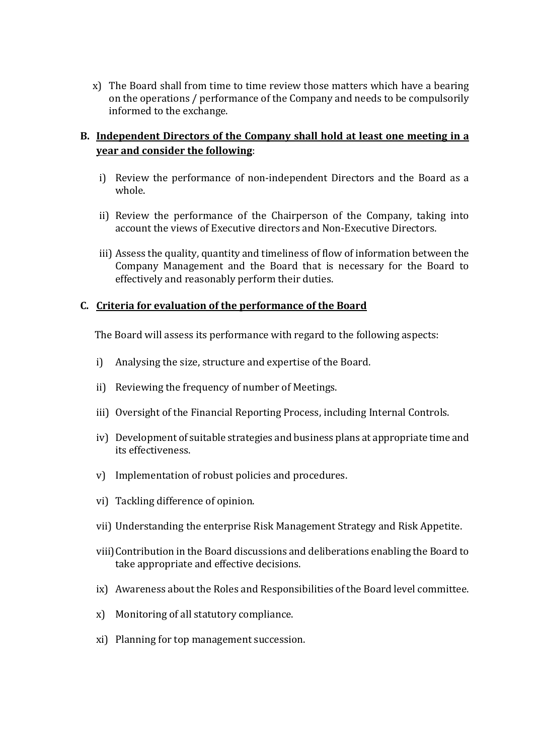x) The Board shall from time to time review those matters which have a bearing on the operations / performance of the Company and needs to be compulsorily informed to the exchange.

**B. <u>Independent Directors of the Company shall hold at least one meeting in a year and consider the following</u>:**

i) Review the performance of non-independent Directors and the Board as a whole.

ii) Review the performance of the Chairperson of the Company, taking into account the views of Executive directors and Non-Executive Directors.

iii) Assess the quality, quantity and timeliness of flow of information between the Company Management and the Board that is necessary for the Board to effectively and reasonably perform their duties.

**C. <u>Criteria for evaluation of the performance of the Board</u>**

The Board will assess its performance with regard to the following aspects:

i) Analysing the size, structure and expertise of the Board.

ii) Reviewing the frequency of number of Meetings.

iii) Oversight of the Financial Reporting Process, including Internal Controls.

iv) Development of suitable strategies and business plans at appropriate time and its effectiveness.

v) Implementation of robust policies and procedures.

vi) Tackling difference of opinion.

vii) Understanding the enterprise Risk Management Strategy and Risk Appetite.

viii) Contribution in the Board discussions and deliberations enabling the Board to take appropriate and effective decisions.

ix) Awareness about the Roles and Responsibilities of the Board level committee.

x) Monitoring of all statutory compliance.

xi) Planning for top management succession.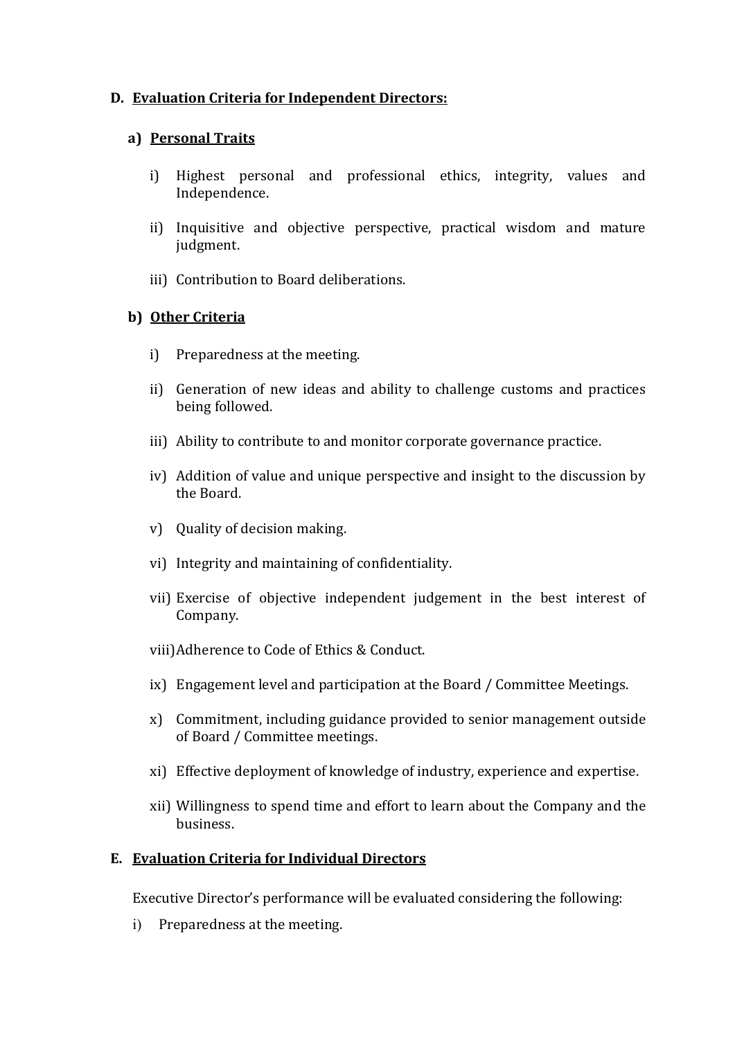## D. <u>Evaluation Criteria for Independent Directors:</u>

### a) <u>Personal Traits</u>

i) Highest personal and professional ethics, integrity, values and Independence.

ii) Inquisitive and objective perspective, practical wisdom and mature judgment.

iii) Contribution to Board deliberations.

### b) <u>Other Criteria</u>

i) Preparedness at the meeting.

ii) Generation of new ideas and ability to challenge customs and practices being followed.

iii) Ability to contribute to and monitor corporate governance practice.

iv) Addition of value and unique perspective and insight to the discussion by the Board.

v) Quality of decision making.

vi) Integrity and maintaining of confidentiality.

vii) Exercise of objective independent judgement in the best interest of Company.

viii) Adherence to Code of Ethics & Conduct.

ix) Engagement level and participation at the Board / Committee Meetings.

x) Commitment, including guidance provided to senior management outside of Board / Committee meetings.

xi) Effective deployment of knowledge of industry, experience and expertise.

xii) Willingness to spend time and effort to learn about the Company and the business.

## E. <u>Evaluation Criteria for Individual Directors</u>

Executive Director's performance will be evaluated considering the following:

i) Preparedness at the meeting.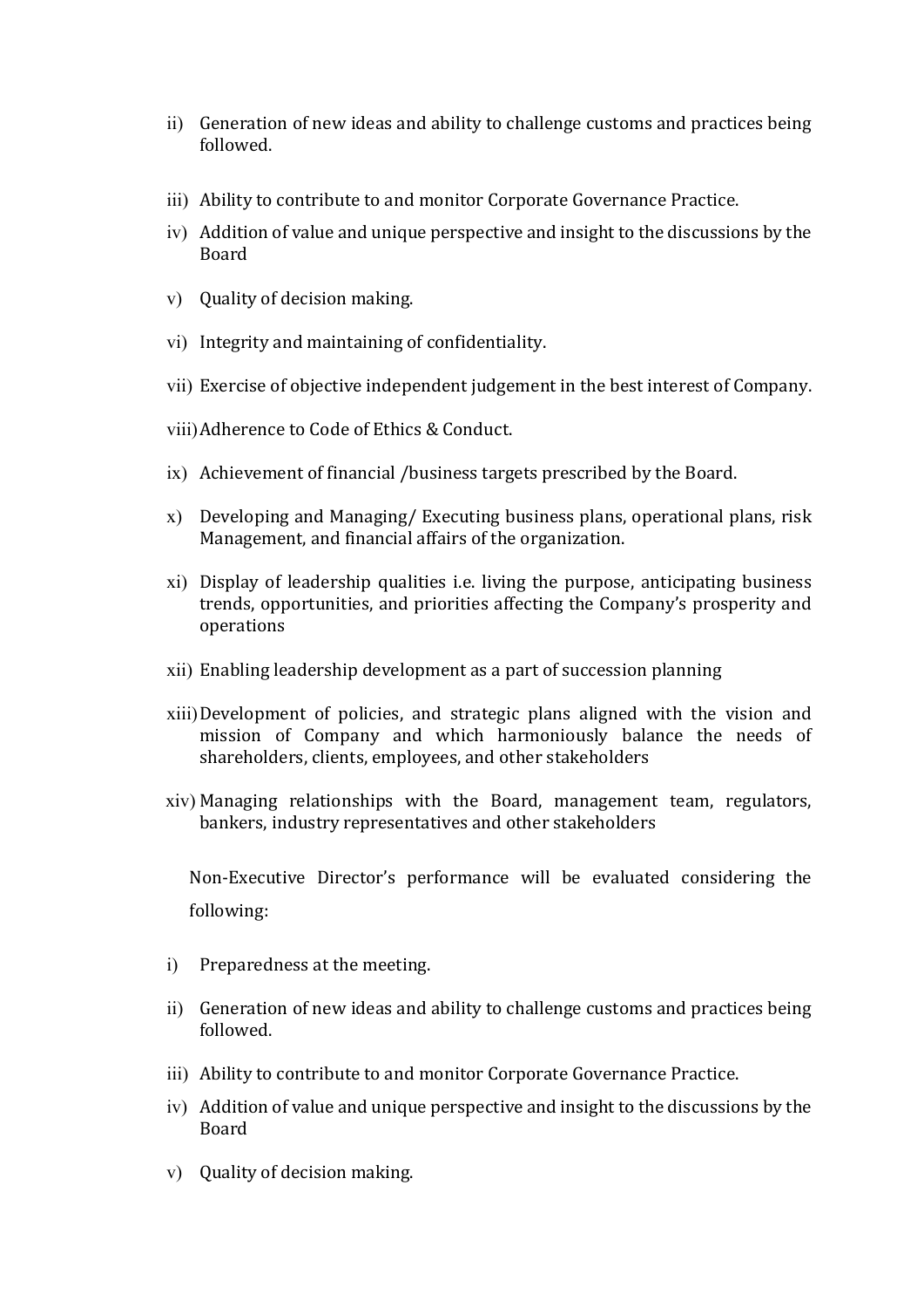ii) Generation of new ideas and ability to challenge customs and practices being followed.

iii) Ability to contribute to and monitor Corporate Governance Practice.

iv) Addition of value and unique perspective and insight to the discussions by the Board

v) Quality of decision making.

vi) Integrity and maintaining of confidentiality.

vii) Exercise of objective independent judgement in the best interest of Company.

viii) Adherence to Code of Ethics & Conduct.

ix) Achievement of financial /business targets prescribed by the Board.

x) Developing and Managing/ Executing business plans, operational plans, risk Management, and financial affairs of the organization.

xi) Display of leadership qualities i.e. living the purpose, anticipating business trends, opportunities, and priorities affecting the Company's prosperity and operations

xii) Enabling leadership development as a part of succession planning

xiii) Development of policies, and strategic plans aligned with the vision and mission of Company and which harmoniously balance the needs of shareholders, clients, employees, and other stakeholders

xiv) Managing relationships with the Board, management team, regulators, bankers, industry representatives and other stakeholders

Non-Executive Director's performance will be evaluated considering the following:

i) Preparedness at the meeting.

ii) Generation of new ideas and ability to challenge customs and practices being followed.

iii) Ability to contribute to and monitor Corporate Governance Practice.

iv) Addition of value and unique perspective and insight to the discussions by the Board

v) Quality of decision making.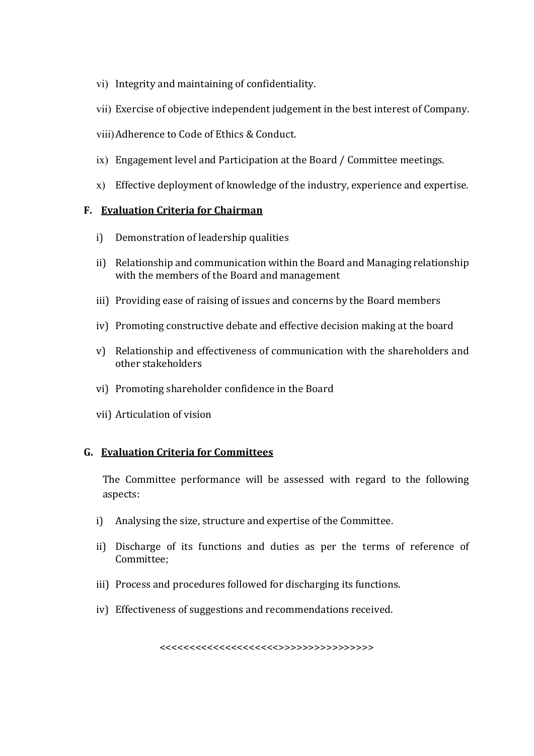vi) Integrity and maintaining of confidentiality.

vii) Exercise of objective independent judgement in the best interest of Company.

viii) Adherence to Code of Ethics & Conduct.

ix) Engagement level and Participation at the Board / Committee meetings.

x) Effective deployment of knowledge of the industry, experience and expertise.

**F. <u>Evaluation Criteria for Chairman</u>**

i) Demonstration of leadership qualities

ii) Relationship and communication within the Board and Managing relationship with the members of the Board and management

iii) Providing ease of raising of issues and concerns by the Board members

iv) Promoting constructive debate and effective decision making at the board

v) Relationship and effectiveness of communication with the shareholders and other stakeholders

vi) Promoting shareholder confidence in the Board

vii) Articulation of vision

**G. <u>Evaluation Criteria for Committees</u>**

The Committee performance will be assessed with regard to the following aspects:

i) Analysing the size, structure and expertise of the Committee.

ii) Discharge of its functions and duties as per the terms of reference of Committee;

iii) Process and procedures followed for discharging its functions.

iv) Effectiveness of suggestions and recommendations received.

<<<<<<<<<<<<<<<<<<<>>>>>>>>>>>>>>>>>